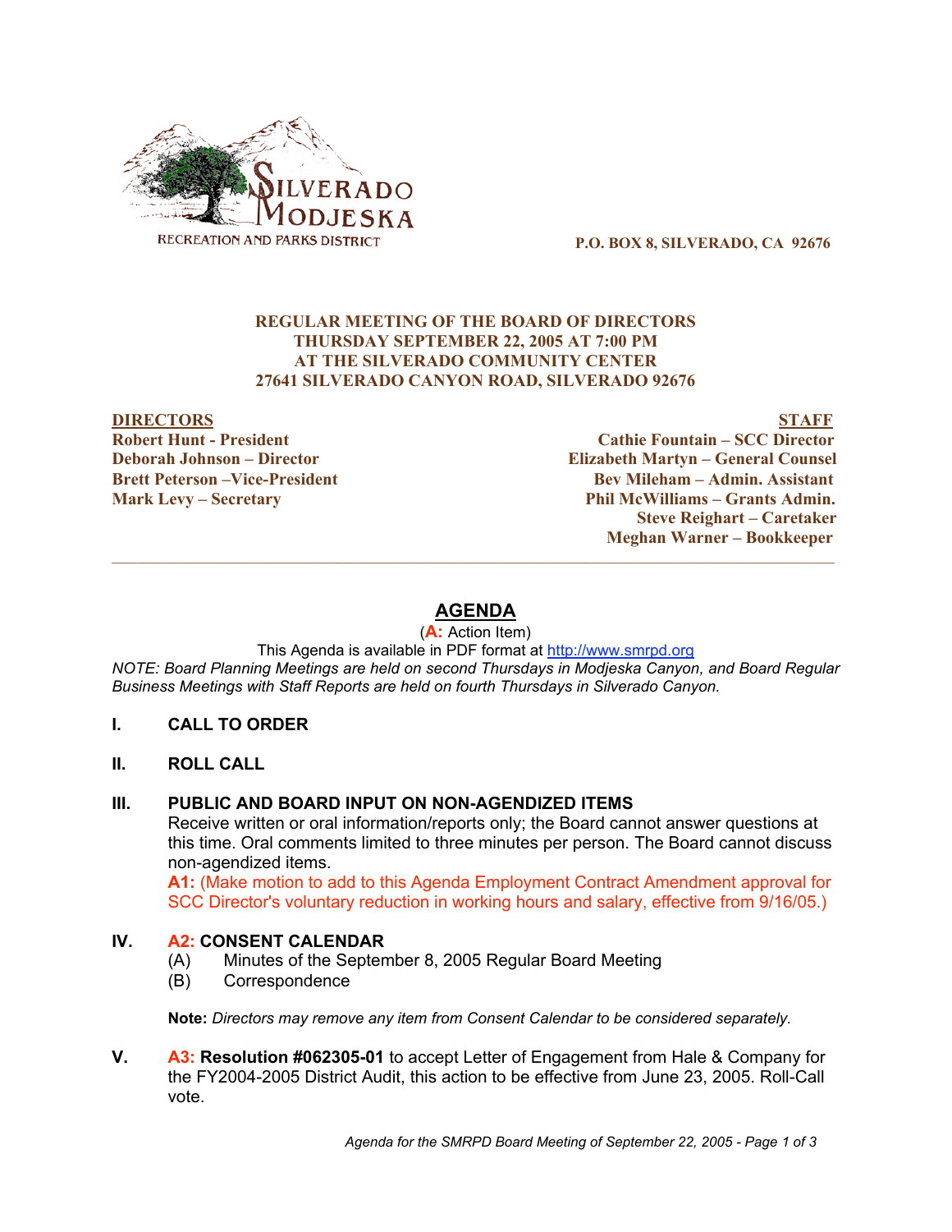SILVERADO MODJESKA
RECREATION AND PARKS DISTRICT

**P.O. BOX 8, SILVERADO, CA 92676**

**REGULAR MEETING OF THE BOARD OF DIRECTORS**
**THURSDAY SEPTEMBER 22, 2005 AT 7:00 PM**
**AT THE SILVERADO COMMUNITY CENTER**
**27641 SILVERADO CANYON ROAD, SILVERADO 92676**

| DIRECTORS | STAFF |
|---|---|
| **Robert Hunt - President** | **Cathie Fountain – SCC Director** |
| **Deborah Johnson – Director** | **Elizabeth Martyn – General Counsel** |
| **Brett Peterson –Vice-President** | **Bev Mileham – Admin. Assistant** |
| **Mark Levy – Secretary** | **Phil McWilliams – Grants Admin.** |
| | **Steve Reighart – Caretaker** |
| | **Meghan Warner – Bookkeeper** |

# AGENDA

(**A:** Action Item)

This Agenda is available in PDF format at http://www.smrpd.org

*NOTE: Board Planning Meetings are held on second Thursdays in Modjeska Canyon, and Board Regular Business Meetings with Staff Reports are held on fourth Thursdays in Silverado Canyon.*

**I. CALL TO ORDER**

**II. ROLL CALL**

**III. PUBLIC AND BOARD INPUT ON NON-AGENDIZED ITEMS**

Receive written or oral information/reports only; the Board cannot answer questions at this time. Oral comments limited to three minutes per person. The Board cannot discuss non-agendized items.

**A1:** (Make motion to add to this Agenda Employment Contract Amendment approval for SCC Director's voluntary reduction in working hours and salary, effective from 9/16/05.)

**IV. A2: CONSENT CALENDAR**

(A) Minutes of the September 8, 2005 Regular Board Meeting
(B) Correspondence

**Note:** *Directors may remove any item from Consent Calendar to be considered separately.*

**V. A3: Resolution #062305-01** to accept Letter of Engagement from Hale & Company for the FY2004-2005 District Audit, this action to be effective from June 23, 2005. Roll-Call vote.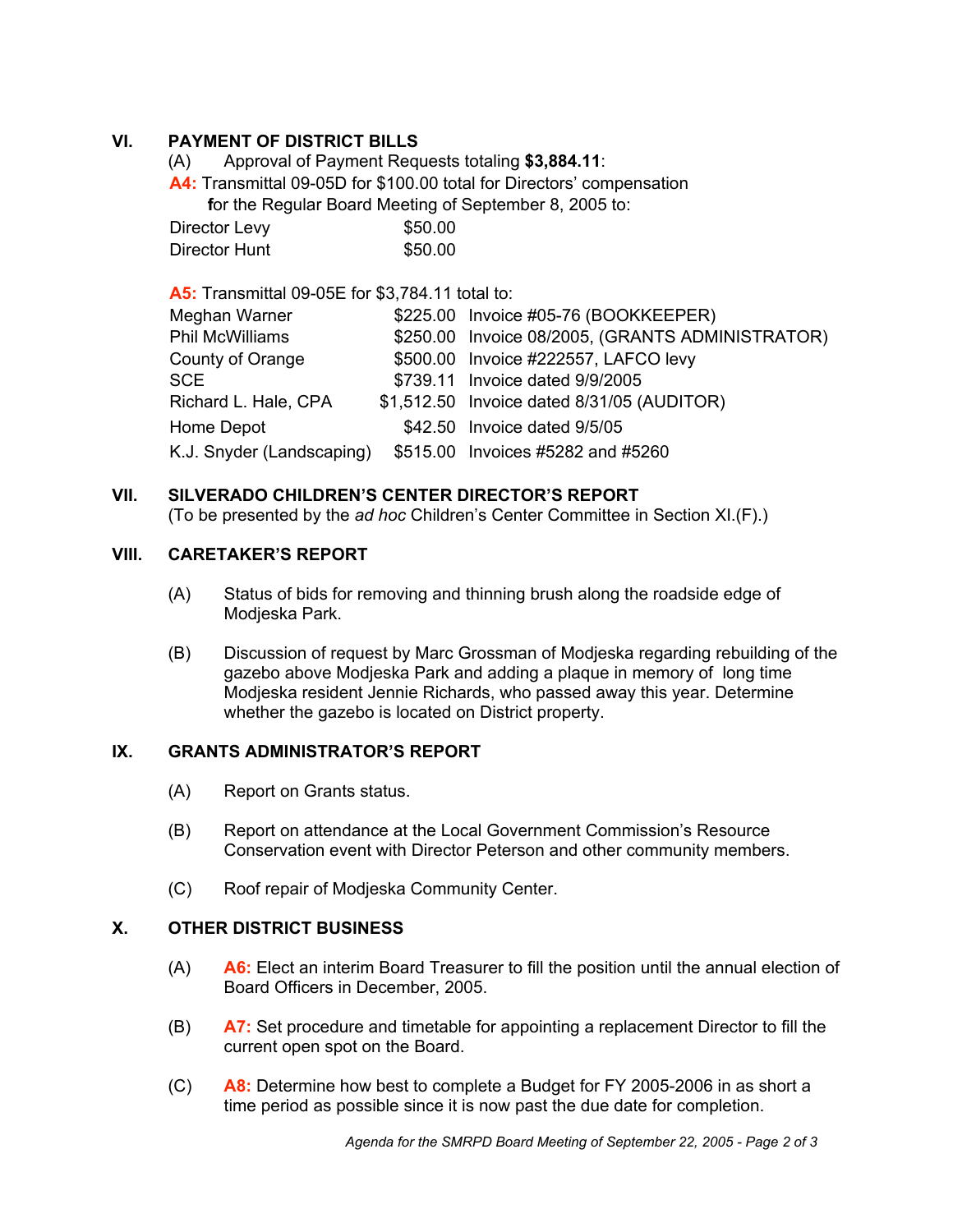## VI. PAYMENT OF DISTRICT BILLS

(A) Approval of Payment Requests totaling **$3,884.11**:

**A4:** Transmittal 09-05D for $100.00 total for Directors' compensation for the Regular Board Meeting of September 8, 2005 to:

| | |
|---|---|
| Director Levy | $50.00 |
| Director Hunt | $50.00 |

**A5:** Transmittal 09-05E for $3,784.11 total to:

| | | |
|---|---|---|
| Meghan Warner | $225.00 | Invoice #05-76 (BOOKKEEPER) |
| Phil McWilliams | $250.00 | Invoice 08/2005, (GRANTS ADMINISTRATOR) |
| County of Orange | $500.00 | Invoice #222557, LAFCO levy |
| SCE | $739.11 | Invoice dated 9/9/2005 |
| Richard L. Hale, CPA | $1,512.50 | Invoice dated 8/31/05 (AUDITOR) |
| Home Depot | $42.50 | Invoice dated 9/5/05 |
| K.J. Snyder (Landscaping) | $515.00 | Invoices #5282 and #5260 |

## VII. SILVERADO CHILDREN'S CENTER DIRECTOR'S REPORT

(To be presented by the *ad hoc* Children's Center Committee in Section XI.(F).)

## VIII. CARETAKER'S REPORT

(A) Status of bids for removing and thinning brush along the roadside edge of Modjeska Park.

(B) Discussion of request by Marc Grossman of Modjeska regarding rebuilding of the gazebo above Modjeska Park and adding a plaque in memory of long time Modjeska resident Jennie Richards, who passed away this year. Determine whether the gazebo is located on District property.

## IX. GRANTS ADMINISTRATOR'S REPORT

(A) Report on Grants status.

(B) Report on attendance at the Local Government Commission's Resource Conservation event with Director Peterson and other community members.

(C) Roof repair of Modjeska Community Center.

## X. OTHER DISTRICT BUSINESS

(A) **A6:** Elect an interim Board Treasurer to fill the position until the annual election of Board Officers in December, 2005.

(B) **A7:** Set procedure and timetable for appointing a replacement Director to fill the current open spot on the Board.

(C) **A8:** Determine how best to complete a Budget for FY 2005-2006 in as short a time period as possible since it is now past the due date for completion.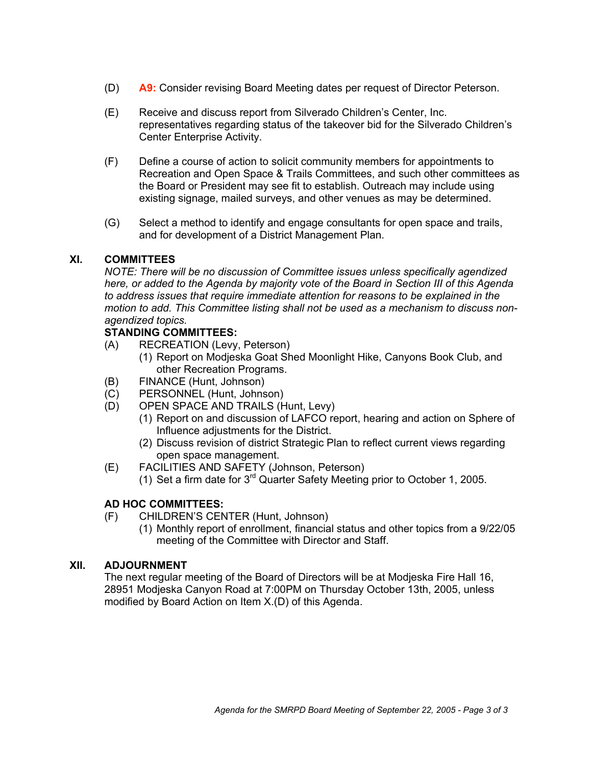(D) **A9:** Consider revising Board Meeting dates per request of Director Peterson.

(E) Receive and discuss report from Silverado Children's Center, Inc. representatives regarding status of the takeover bid for the Silverado Children's Center Enterprise Activity.

(F) Define a course of action to solicit community members for appointments to Recreation and Open Space & Trails Committees, and such other committees as the Board or President may see fit to establish. Outreach may include using existing signage, mailed surveys, and other venues as may be determined.

(G) Select a method to identify and engage consultants for open space and trails, and for development of a District Management Plan.

## XI. COMMITTEES

*NOTE: There will be no discussion of Committee issues unless specifically agendized here, or added to the Agenda by majority vote of the Board in Section III of this Agenda to address issues that require immediate attention for reasons to be explained in the motion to add. This Committee listing shall not be used as a mechanism to discuss non-agendized topics.*

**STANDING COMMITTEES:**

(A) RECREATION (Levy, Peterson)
  (1) Report on Modjeska Goat Shed Moonlight Hike, Canyons Book Club, and other Recreation Programs.

(B) FINANCE (Hunt, Johnson)

(C) PERSONNEL (Hunt, Johnson)

(D) OPEN SPACE AND TRAILS (Hunt, Levy)
  (1) Report on and discussion of LAFCO report, hearing and action on Sphere of Influence adjustments for the District.
  (2) Discuss revision of district Strategic Plan to reflect current views regarding open space management.

(E) FACILITIES AND SAFETY (Johnson, Peterson)
  (1) Set a firm date for 3rd Quarter Safety Meeting prior to October 1, 2005.

**AD HOC COMMITTEES:**

(F) CHILDREN'S CENTER (Hunt, Johnson)
  (1) Monthly report of enrollment, financial status and other topics from a 9/22/05 meeting of the Committee with Director and Staff.

## XII. ADJOURNMENT

The next regular meeting of the Board of Directors will be at Modjeska Fire Hall 16, 28951 Modjeska Canyon Road at 7:00PM on Thursday October 13th, 2005, unless modified by Board Action on Item X.(D) of this Agenda.